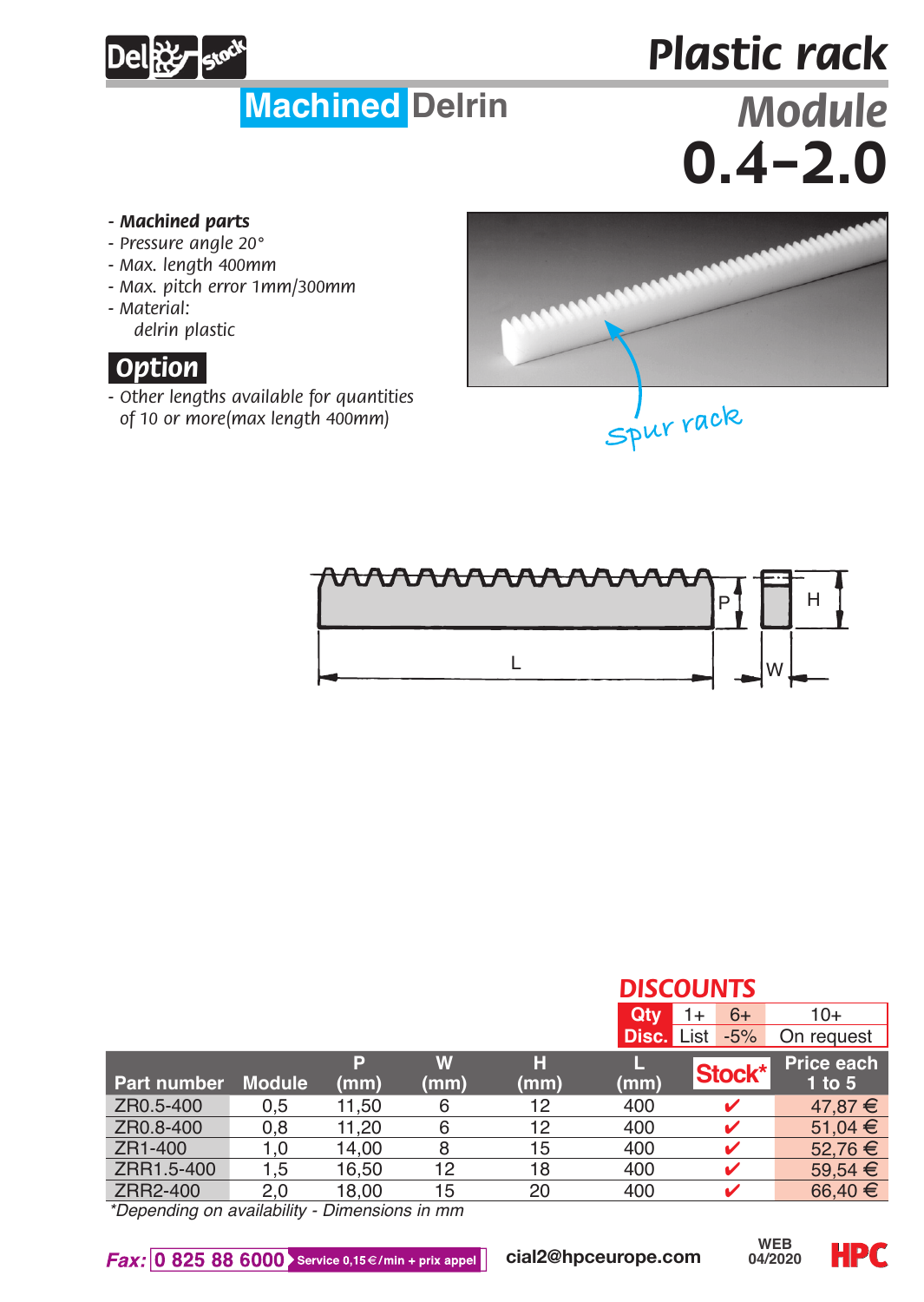# Plastic rack

## Machined Delrin

## Module 0.4-2.0

- ***Machined parts***
- *Pressure angle 20°*
- *Max. length 400mm*
- *Max. pitch error 1mm/300mm*
- *Material:*
  *delrin plastic*

### Option

- *Other lengths available for quantities of 10 or more(max length 400mm)*

spur rack

## DISCOUNTS

| Qty | 1+ | 6+ | 10+ |
|---|---|---|---|
| Disc. | List | -5% | On request |

| Part number | Module | P (mm) | W (mm) | H (mm) | L (mm) | Stock* | Price each 1 to 5 |
|---|---|---|---|---|---|---|---|
| ZR0.5-400 | 0,5 | 11,50 | 6 | 12 | 400 | ✔ | 47,87 € |
| ZR0.8-400 | 0,8 | 11,20 | 6 | 12 | 400 | ✔ | 51,04 € |
| ZR1-400 | 1,0 | 14,00 | 8 | 15 | 400 | ✔ | 52,76 € |
| ZRR1.5-400 | 1,5 | 16,50 | 12 | 18 | 400 | ✔ | 59,54 € |
| ZRR2-400 | 2,0 | 18,00 | 15 | 20 | 400 | ✔ | 66,40 € |

*\*Depending on availability - Dimensions in mm*

*Fax:* 0 825 88 6000 Service 0,15€/min + prix appel cial2@hpceurope.com WEB 04/2020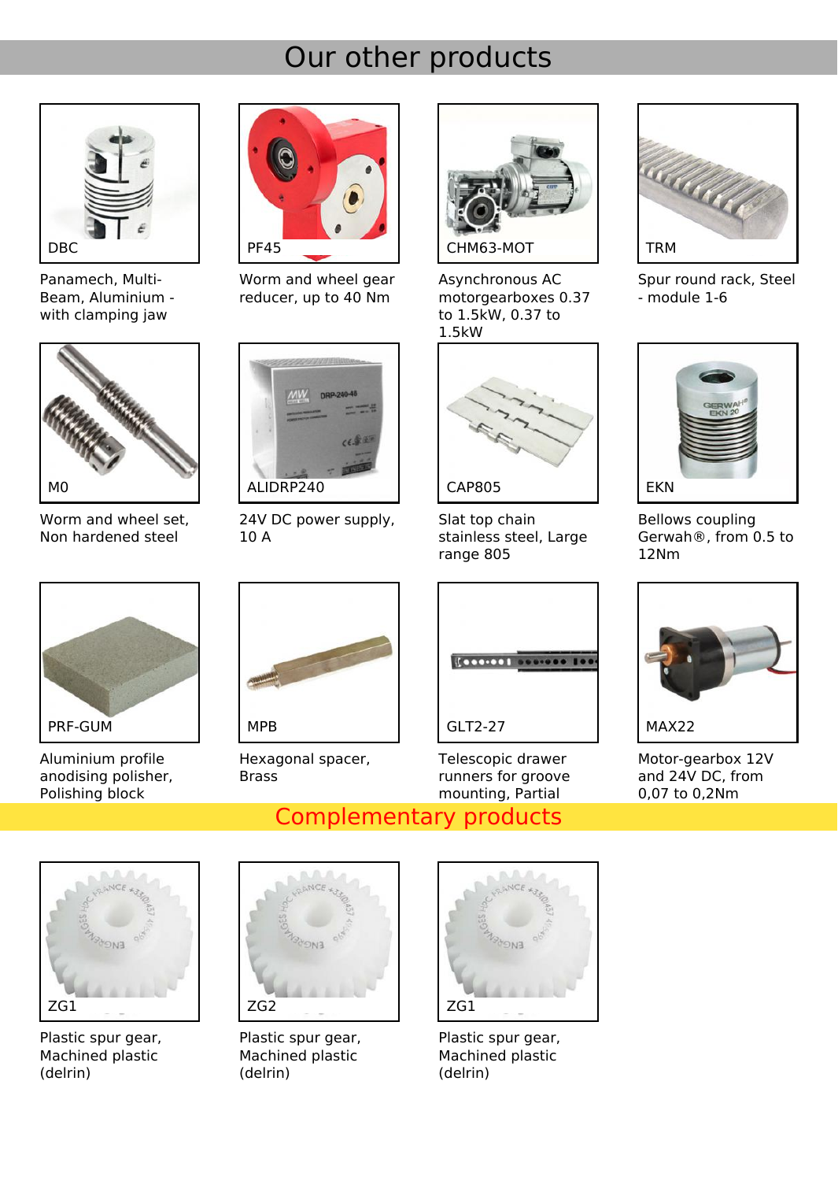# Our other products

DBC

Panamech, Multi-Beam, Aluminium - with clamping jaw

PF45

Worm and wheel gear reducer, up to 40 Nm

CHM63-MOT

Asynchronous AC motorgearboxes 0.37 to 1.5kW, 0.37 to 1.5kW

TRM

Spur round rack, Steel - module 1-6

M0

Worm and wheel set, Non hardened steel

ALIDRP240

24V DC power supply, 10 A

CAP805

Slat top chain stainless steel, Large range 805

EKN

Bellows coupling Gerwah®, from 0.5 to 12Nm

PRF-GUM

Aluminium profile anodising polisher, Polishing block

MPB

Hexagonal spacer, Brass

GLT2-27

Telescopic drawer runners for groove mounting, Partial

MAX22

Motor-gearbox 12V and 24V DC, from 0,07 to 0,2Nm

# Complementary products

ZG1

Plastic spur gear, Machined plastic (delrin)

ZG2

Plastic spur gear, Machined plastic (delrin)

ZG1

Plastic spur gear, Machined plastic (delrin)